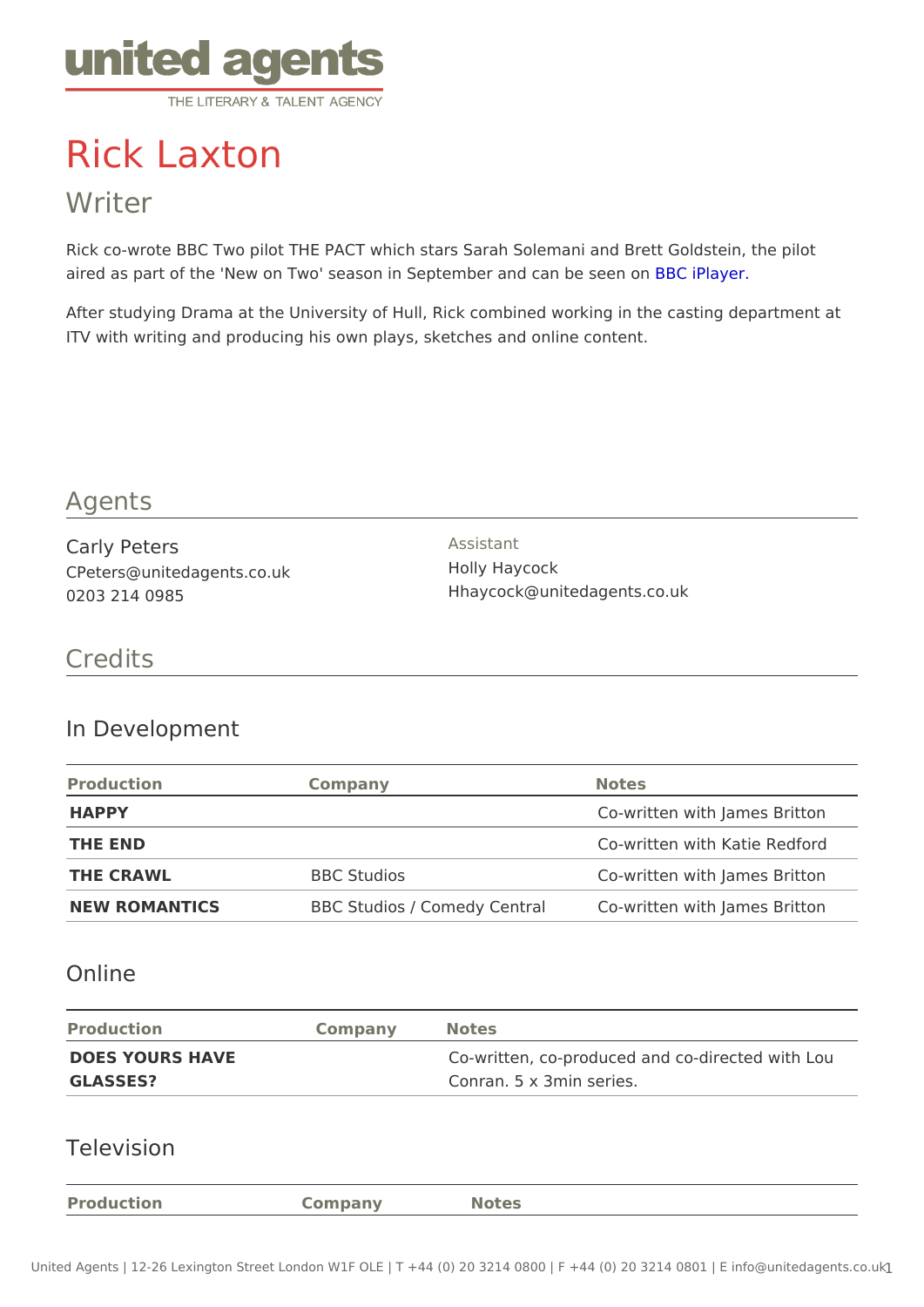united agents
THE LITERARY & TALENT AGENCY

# Rick Laxton

## Writer

Rick co-wrote BBC Two pilot THE PACT which stars Sarah Solemani and Brett Goldstein, the pilot aired as part of the 'New on Two' season in September and can be seen on BBC iPlayer.

After studying Drama at the University of Hull, Rick combined working in the casting department at ITV with writing and producing his own plays, sketches and online content.

## Agents

Carly Peters
CPeters@unitedagents.co.uk
0203 214 0985

Assistant
Holly Haycock
Hhaycock@unitedagents.co.uk

## Credits

### In Development

| Production | Company | Notes |
|---|---|---|
| **HAPPY** | | Co-written with James Britton |
| **THE END** | | Co-written with Katie Redford |
| **THE CRAWL** | BBC Studios | Co-written with James Britton |
| **NEW ROMANTICS** | BBC Studios / Comedy Central | Co-written with James Britton |

### Online

| Production | Company | Notes |
|---|---|---|
| **DOES YOURS HAVE GLASSES?** | | Co-written, co-produced and co-directed with Lou Conran. 5 x 3min series. |

### Television

| Production | Company | Notes |
|---|---|---|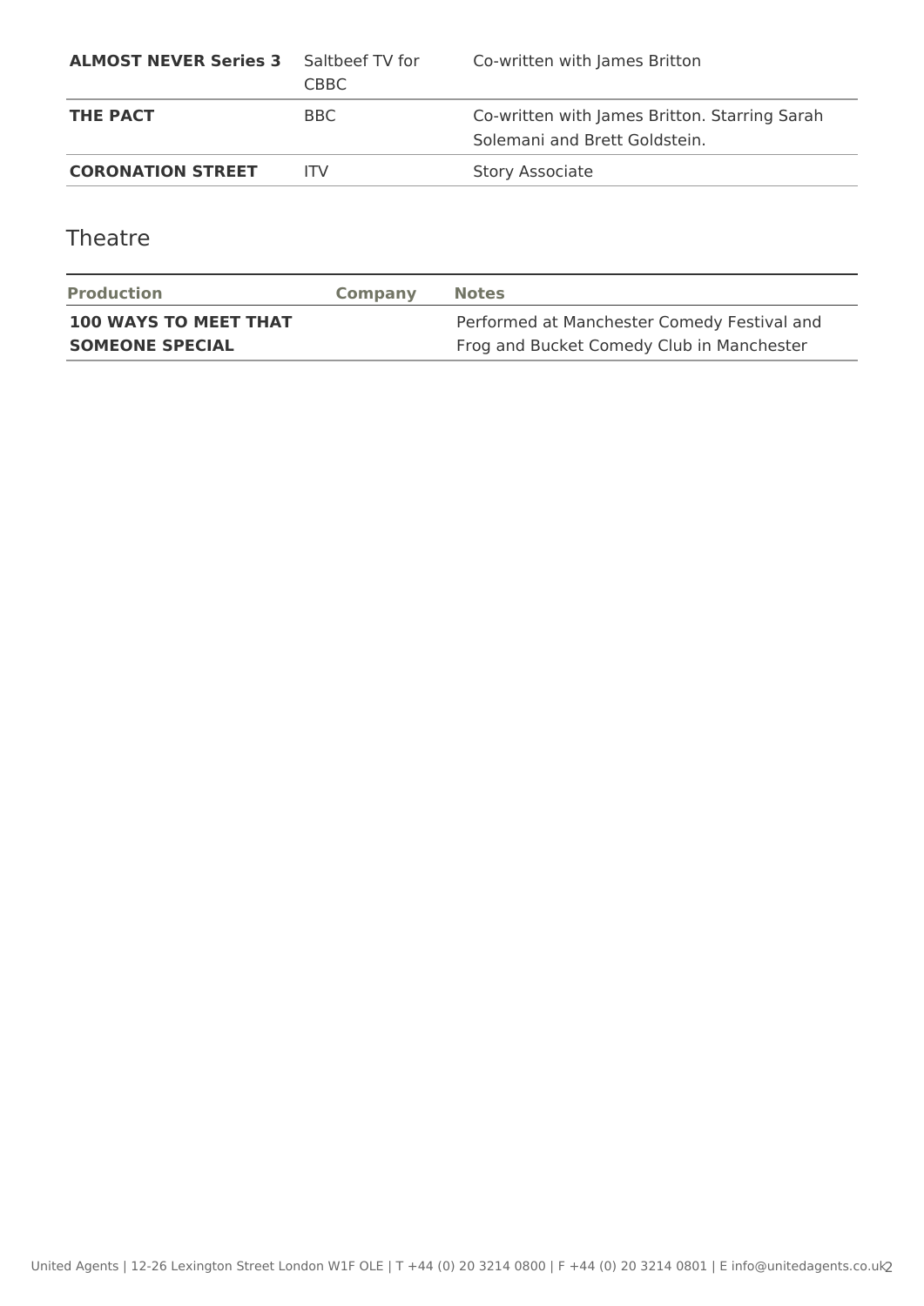| | | |
|---|---|---|
| **ALMOST NEVER Series 3** | Saltbeef TV for CBBC | Co-written with James Britton |
| **THE PACT** | BBC | Co-written with James Britton. Starring Sarah Solemani and Brett Goldstein. |
| **CORONATION STREET** | ITV | Story Associate |

## Theatre

| Production | Company | Notes |
|---|---|---|
| **100 WAYS TO MEET THAT SOMEONE SPECIAL** | | Performed at Manchester Comedy Festival and Frog and Bucket Comedy Club in Manchester |